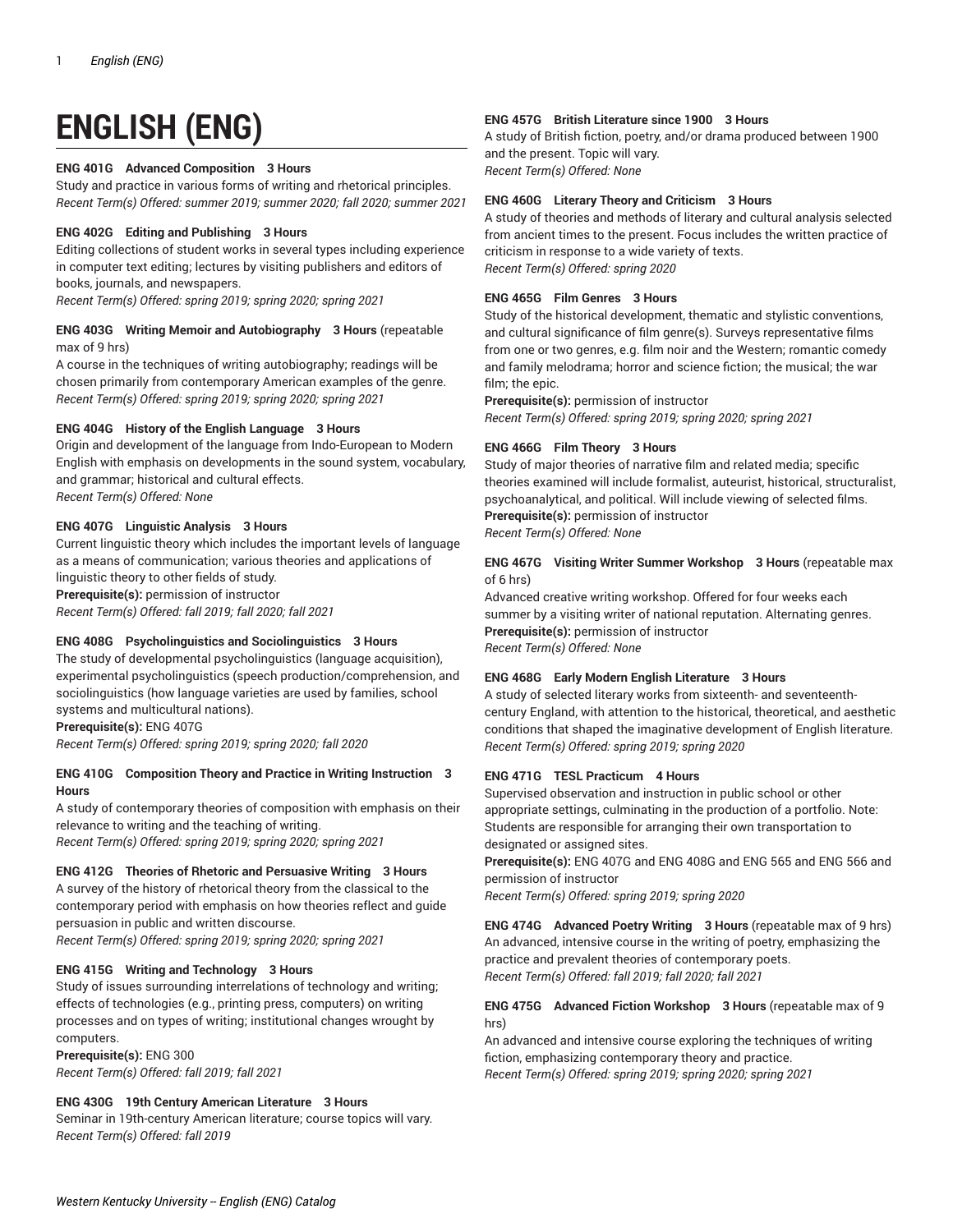# ENGLISH (ENG)

**ENG 401G Advanced Composition 3 Hours**

Study and practice in various forms of writing and rhetorical principles.

*Recent Term(s) Offered: summer 2019; summer 2020; fall 2020; summer 2021*

**ENG 402G Editing and Publishing 3 Hours**

Editing collections of student works in several types including experience in computer text editing; lectures by visiting publishers and editors of books, journals, and newspapers.

*Recent Term(s) Offered: spring 2019; spring 2020; spring 2021*

**ENG 403G Writing Memoir and Autobiography 3 Hours** (repeatable max of 9 hrs)

A course in the techniques of writing autobiography; readings will be chosen primarily from contemporary American examples of the genre.

*Recent Term(s) Offered: spring 2019; spring 2020; spring 2021*

**ENG 404G History of the English Language 3 Hours**

Origin and development of the language from Indo-European to Modern English with emphasis on developments in the sound system, vocabulary, and grammar; historical and cultural effects.

*Recent Term(s) Offered: None*

**ENG 407G Linguistic Analysis 3 Hours**

Current linguistic theory which includes the important levels of language as a means of communication; various theories and applications of linguistic theory to other fields of study.

**Prerequisite(s):** permission of instructor

*Recent Term(s) Offered: fall 2019; fall 2020; fall 2021*

**ENG 408G Psycholinguistics and Sociolinguistics 3 Hours**

The study of developmental psycholinguistics (language acquisition), experimental psycholinguistics (speech production/comprehension, and sociolinguistics (how language varieties are used by families, school systems and multicultural nations).

**Prerequisite(s):** ENG 407G

*Recent Term(s) Offered: spring 2019; spring 2020; fall 2020*

**ENG 410G Composition Theory and Practice in Writing Instruction 3 Hours**

A study of contemporary theories of composition with emphasis on their relevance to writing and the teaching of writing.

*Recent Term(s) Offered: spring 2019; spring 2020; spring 2021*

**ENG 412G Theories of Rhetoric and Persuasive Writing 3 Hours**

A survey of the history of rhetorical theory from the classical to the contemporary period with emphasis on how theories reflect and guide persuasion in public and written discourse.

*Recent Term(s) Offered: spring 2019; spring 2020; spring 2021*

**ENG 415G Writing and Technology 3 Hours**

Study of issues surrounding interrelations of technology and writing; effects of technologies (e.g., printing press, computers) on writing processes and on types of writing; institutional changes wrought by computers.

**Prerequisite(s):** ENG 300

*Recent Term(s) Offered: fall 2019; fall 2021*

**ENG 430G 19th Century American Literature 3 Hours**

Seminar in 19th-century American literature; course topics will vary.

*Recent Term(s) Offered: fall 2019*

**ENG 457G British Literature since 1900 3 Hours**

A study of British fiction, poetry, and/or drama produced between 1900 and the present. Topic will vary.

*Recent Term(s) Offered: None*

**ENG 460G Literary Theory and Criticism 3 Hours**

A study of theories and methods of literary and cultural analysis selected from ancient times to the present. Focus includes the written practice of criticism in response to a wide variety of texts.

*Recent Term(s) Offered: spring 2020*

**ENG 465G Film Genres 3 Hours**

Study of the historical development, thematic and stylistic conventions, and cultural significance of film genre(s). Surveys representative films from one or two genres, e.g. film noir and the Western; romantic comedy and family melodrama; horror and science fiction; the musical; the war film; the epic.

**Prerequisite(s):** permission of instructor

*Recent Term(s) Offered: spring 2019; spring 2020; spring 2021*

**ENG 466G Film Theory 3 Hours**

Study of major theories of narrative film and related media; specific theories examined will include formalist, auteurist, historical, structuralist, psychoanalytical, and political. Will include viewing of selected films.

**Prerequisite(s):** permission of instructor

*Recent Term(s) Offered: None*

**ENG 467G Visiting Writer Summer Workshop 3 Hours** (repeatable max of 6 hrs)

Advanced creative writing workshop. Offered for four weeks each summer by a visiting writer of national reputation. Alternating genres.

**Prerequisite(s):** permission of instructor

*Recent Term(s) Offered: None*

**ENG 468G Early Modern English Literature 3 Hours**

A study of selected literary works from sixteenth- and seventeenth-century England, with attention to the historical, theoretical, and aesthetic conditions that shaped the imaginative development of English literature.

*Recent Term(s) Offered: spring 2019; spring 2020*

**ENG 471G TESL Practicum 4 Hours**

Supervised observation and instruction in public school or other appropriate settings, culminating in the production of a portfolio. Note: Students are responsible for arranging their own transportation to designated or assigned sites.

**Prerequisite(s):** ENG 407G and ENG 408G and ENG 565 and ENG 566 and permission of instructor

*Recent Term(s) Offered: spring 2019; spring 2020*

**ENG 474G Advanced Poetry Writing 3 Hours** (repeatable max of 9 hrs)

An advanced, intensive course in the writing of poetry, emphasizing the practice and prevalent theories of contemporary poets.

*Recent Term(s) Offered: fall 2019; fall 2020; fall 2021*

**ENG 475G Advanced Fiction Workshop 3 Hours** (repeatable max of 9 hrs)

An advanced and intensive course exploring the techniques of writing fiction, emphasizing contemporary theory and practice.

*Recent Term(s) Offered: spring 2019; spring 2020; spring 2021*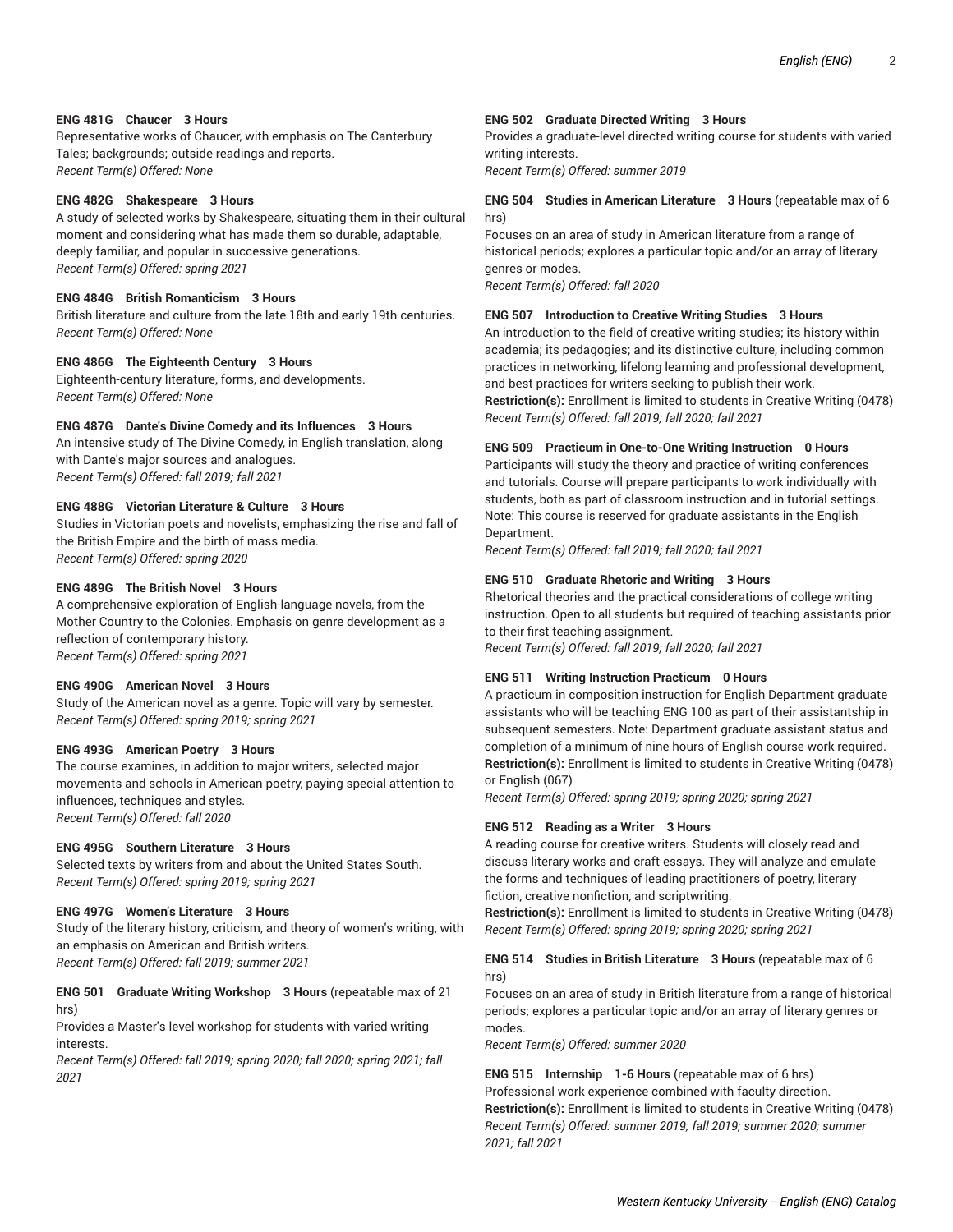**ENG 481G Chaucer 3 Hours**
Representative works of Chaucer, with emphasis on The Canterbury Tales; backgrounds; outside readings and reports.
*Recent Term(s) Offered: None*

**ENG 482G Shakespeare 3 Hours**
A study of selected works by Shakespeare, situating them in their cultural moment and considering what has made them so durable, adaptable, deeply familiar, and popular in successive generations.
*Recent Term(s) Offered: spring 2021*

**ENG 484G British Romanticism 3 Hours**
British literature and culture from the late 18th and early 19th centuries.
*Recent Term(s) Offered: None*

**ENG 486G The Eighteenth Century 3 Hours**
Eighteenth-century literature, forms, and developments.
*Recent Term(s) Offered: None*

**ENG 487G Dante's Divine Comedy and its Influences 3 Hours**
An intensive study of The Divine Comedy, in English translation, along with Dante's major sources and analogues.
*Recent Term(s) Offered: fall 2019; fall 2021*

**ENG 488G Victorian Literature & Culture 3 Hours**
Studies in Victorian poets and novelists, emphasizing the rise and fall of the British Empire and the birth of mass media.
*Recent Term(s) Offered: spring 2020*

**ENG 489G The British Novel 3 Hours**
A comprehensive exploration of English-language novels, from the Mother Country to the Colonies. Emphasis on genre development as a reflection of contemporary history.
*Recent Term(s) Offered: spring 2021*

**ENG 490G American Novel 3 Hours**
Study of the American novel as a genre. Topic will vary by semester.
*Recent Term(s) Offered: spring 2019; spring 2021*

**ENG 493G American Poetry 3 Hours**
The course examines, in addition to major writers, selected major movements and schools in American poetry, paying special attention to influences, techniques and styles.
*Recent Term(s) Offered: fall 2020*

**ENG 495G Southern Literature 3 Hours**
Selected texts by writers from and about the United States South.
*Recent Term(s) Offered: spring 2019; spring 2021*

**ENG 497G Women's Literature 3 Hours**
Study of the literary history, criticism, and theory of women's writing, with an emphasis on American and British writers.
*Recent Term(s) Offered: fall 2019; summer 2021*

**ENG 501 Graduate Writing Workshop 3 Hours** (repeatable max of 21 hrs)
Provides a Master's level workshop for students with varied writing interests.
*Recent Term(s) Offered: fall 2019; spring 2020; fall 2020; spring 2021; fall 2021*

**ENG 502 Graduate Directed Writing 3 Hours**
Provides a graduate-level directed writing course for students with varied writing interests.
*Recent Term(s) Offered: summer 2019*

**ENG 504 Studies in American Literature 3 Hours** (repeatable max of 6 hrs)
Focuses on an area of study in American literature from a range of historical periods; explores a particular topic and/or an array of literary genres or modes.
*Recent Term(s) Offered: fall 2020*

**ENG 507 Introduction to Creative Writing Studies 3 Hours**
An introduction to the field of creative writing studies; its history within academia; its pedagogies; and its distinctive culture, including common practices in networking, lifelong learning and professional development, and best practices for writers seeking to publish their work.
**Restriction(s):** Enrollment is limited to students in Creative Writing (0478)
*Recent Term(s) Offered: fall 2019; fall 2020; fall 2021*

**ENG 509 Practicum in One-to-One Writing Instruction 0 Hours**
Participants will study the theory and practice of writing conferences and tutorials. Course will prepare participants to work individually with students, both as part of classroom instruction and in tutorial settings. Note: This course is reserved for graduate assistants in the English Department.
*Recent Term(s) Offered: fall 2019; fall 2020; fall 2021*

**ENG 510 Graduate Rhetoric and Writing 3 Hours**
Rhetorical theories and the practical considerations of college writing instruction. Open to all students but required of teaching assistants prior to their first teaching assignment.
*Recent Term(s) Offered: fall 2019; fall 2020; fall 2021*

**ENG 511 Writing Instruction Practicum 0 Hours**
A practicum in composition instruction for English Department graduate assistants who will be teaching ENG 100 as part of their assistantship in subsequent semesters. Note: Department graduate assistant status and completion of a minimum of nine hours of English course work required.
**Restriction(s):** Enrollment is limited to students in Creative Writing (0478) or English (067)
*Recent Term(s) Offered: spring 2019; spring 2020; spring 2021*

**ENG 512 Reading as a Writer 3 Hours**
A reading course for creative writers. Students will closely read and discuss literary works and craft essays. They will analyze and emulate the forms and techniques of leading practitioners of poetry, literary fiction, creative nonfiction, and scriptwriting.
**Restriction(s):** Enrollment is limited to students in Creative Writing (0478)
*Recent Term(s) Offered: spring 2019; spring 2020; spring 2021*

**ENG 514 Studies in British Literature 3 Hours** (repeatable max of 6 hrs)
Focuses on an area of study in British literature from a range of historical periods; explores a particular topic and/or an array of literary genres or modes.
*Recent Term(s) Offered: summer 2020*

**ENG 515 Internship 1-6 Hours** (repeatable max of 6 hrs)
Professional work experience combined with faculty direction.
**Restriction(s):** Enrollment is limited to students in Creative Writing (0478)
*Recent Term(s) Offered: summer 2019; fall 2019; summer 2020; summer 2021; fall 2021*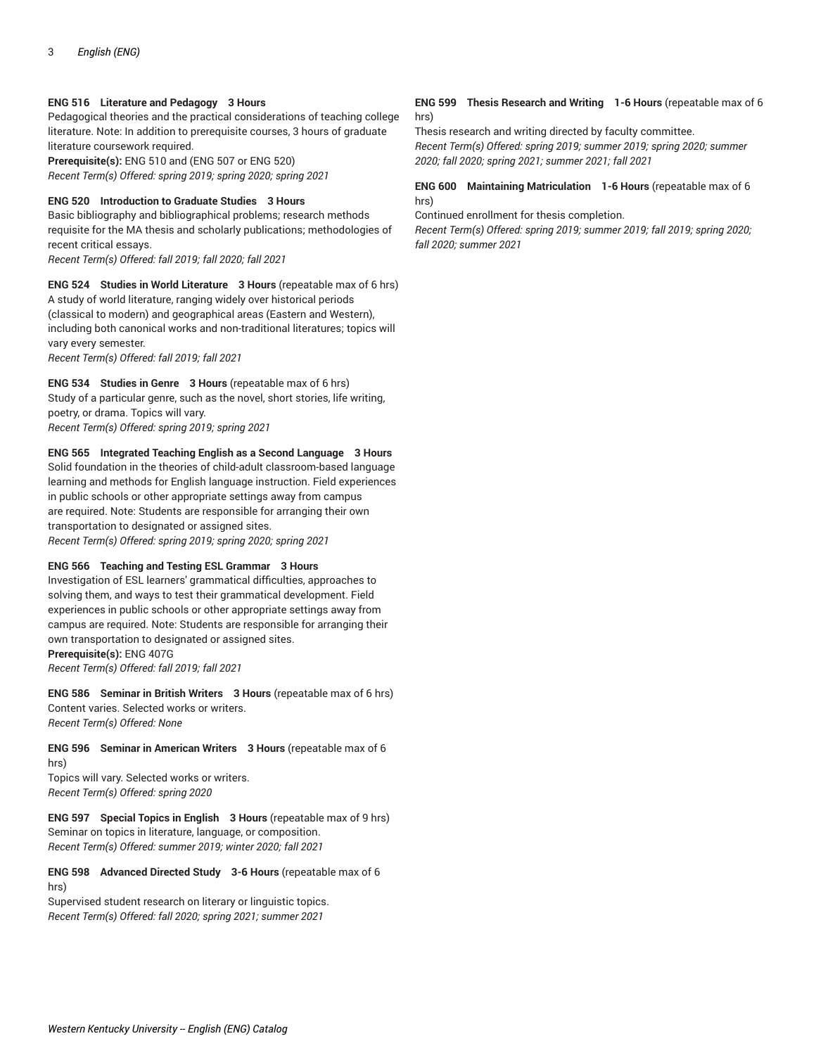**ENG 516 Literature and Pedagogy 3 Hours**
Pedagogical theories and the practical considerations of teaching college literature. Note: In addition to prerequisite courses, 3 hours of graduate literature coursework required.
**Prerequisite(s):** ENG 510 and (ENG 507 or ENG 520)
*Recent Term(s) Offered: spring 2019; spring 2020; spring 2021*

**ENG 520 Introduction to Graduate Studies 3 Hours**
Basic bibliography and bibliographical problems; research methods requisite for the MA thesis and scholarly publications; methodologies of recent critical essays.
*Recent Term(s) Offered: fall 2019; fall 2020; fall 2021*

**ENG 524 Studies in World Literature 3 Hours** (repeatable max of 6 hrs)
A study of world literature, ranging widely over historical periods (classical to modern) and geographical areas (Eastern and Western), including both canonical works and non-traditional literatures; topics will vary every semester.
*Recent Term(s) Offered: fall 2019; fall 2021*

**ENG 534 Studies in Genre 3 Hours** (repeatable max of 6 hrs)
Study of a particular genre, such as the novel, short stories, life writing, poetry, or drama. Topics will vary.
*Recent Term(s) Offered: spring 2019; spring 2021*

**ENG 565 Integrated Teaching English as a Second Language 3 Hours**
Solid foundation in the theories of child-adult classroom-based language learning and methods for English language instruction. Field experiences in public schools or other appropriate settings away from campus are required. Note: Students are responsible for arranging their own transportation to designated or assigned sites.
*Recent Term(s) Offered: spring 2019; spring 2020; spring 2021*

**ENG 566 Teaching and Testing ESL Grammar 3 Hours**
Investigation of ESL learners' grammatical difficulties, approaches to solving them, and ways to test their grammatical development. Field experiences in public schools or other appropriate settings away from campus are required. Note: Students are responsible for arranging their own transportation to designated or assigned sites.
**Prerequisite(s):** ENG 407G
*Recent Term(s) Offered: fall 2019; fall 2021*

**ENG 586 Seminar in British Writers 3 Hours** (repeatable max of 6 hrs)
Content varies. Selected works or writers.
*Recent Term(s) Offered: None*

**ENG 596 Seminar in American Writers 3 Hours** (repeatable max of 6 hrs)
Topics will vary. Selected works or writers.
*Recent Term(s) Offered: spring 2020*

**ENG 597 Special Topics in English 3 Hours** (repeatable max of 9 hrs)
Seminar on topics in literature, language, or composition.
*Recent Term(s) Offered: summer 2019; winter 2020; fall 2021*

**ENG 598 Advanced Directed Study 3-6 Hours** (repeatable max of 6 hrs)
Supervised student research on literary or linguistic topics.
*Recent Term(s) Offered: fall 2020; spring 2021; summer 2021*

**ENG 599 Thesis Research and Writing 1-6 Hours** (repeatable max of 6 hrs)
Thesis research and writing directed by faculty committee.
*Recent Term(s) Offered: spring 2019; summer 2019; spring 2020; summer 2020; fall 2020; spring 2021; summer 2021; fall 2021*

**ENG 600 Maintaining Matriculation 1-6 Hours** (repeatable max of 6 hrs)
Continued enrollment for thesis completion.
*Recent Term(s) Offered: spring 2019; summer 2019; fall 2019; spring 2020; fall 2020; summer 2021*